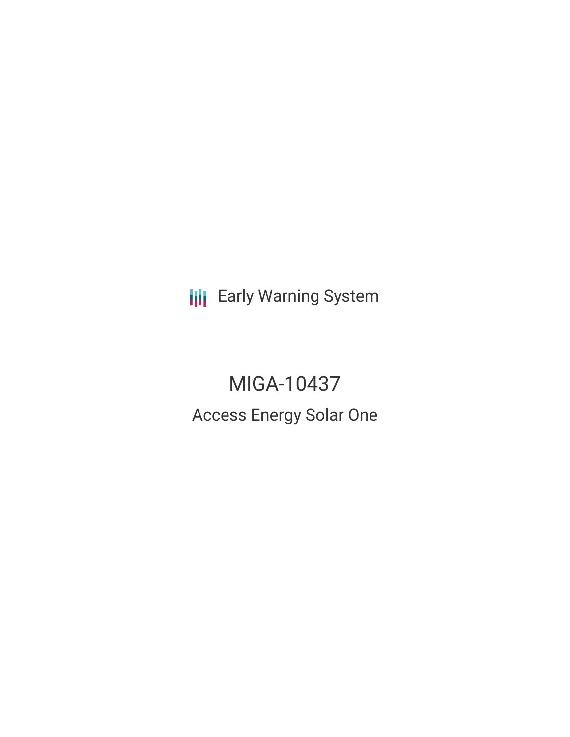Early Warning System

# MIGA-10437

## Access Energy Solar One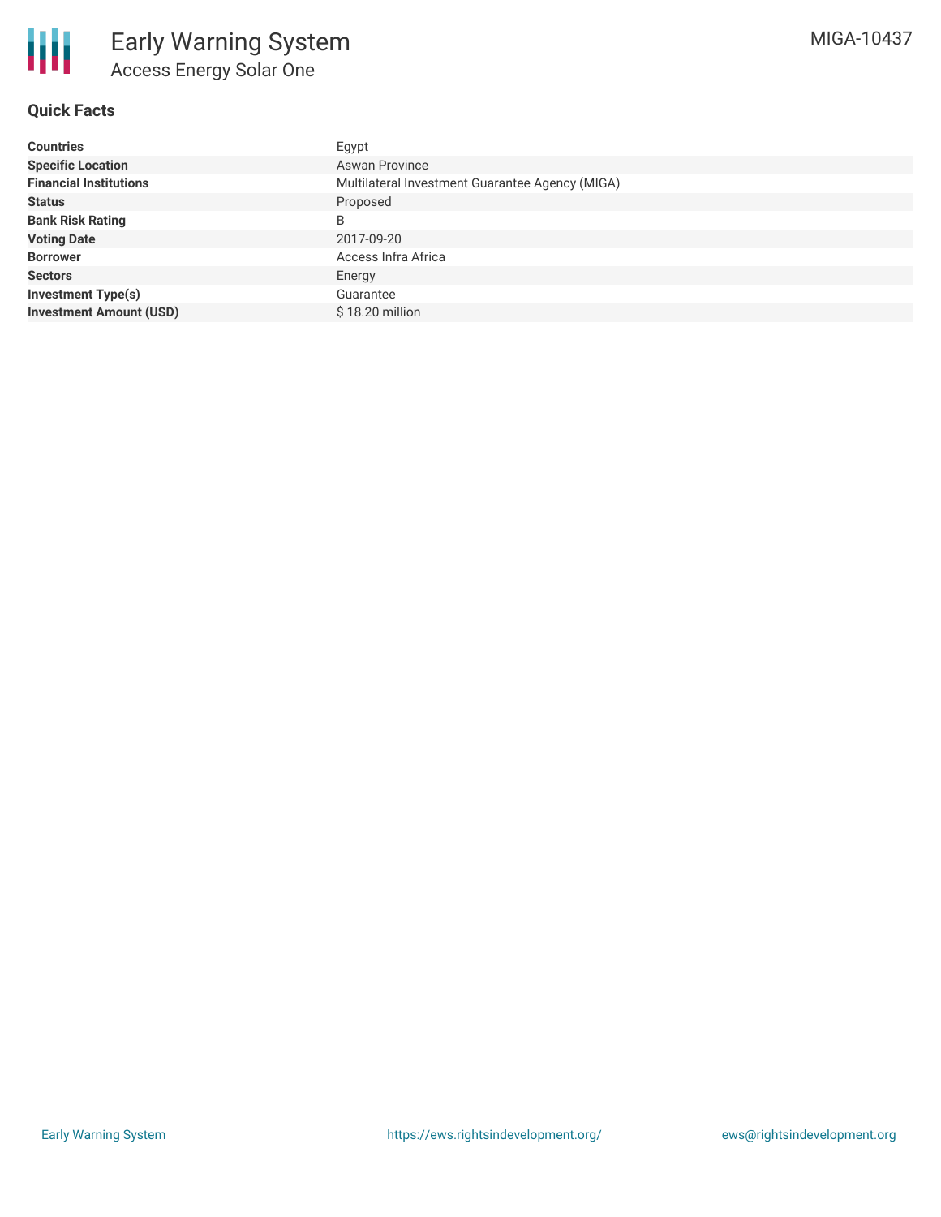# Early Warning System

## Access Energy Solar One

MIGA-10437

### Quick Facts

| | |
|---|---|
| **Countries** | Egypt |
| **Specific Location** | Aswan Province |
| **Financial Institutions** | Multilateral Investment Guarantee Agency (MIGA) |
| **Status** | Proposed |
| **Bank Risk Rating** | B |
| **Voting Date** | 2017-09-20 |
| **Borrower** | Access Infra Africa |
| **Sectors** | Energy |
| **Investment Type(s)** | Guarantee |
| **Investment Amount (USD)** | $ 18.20 million |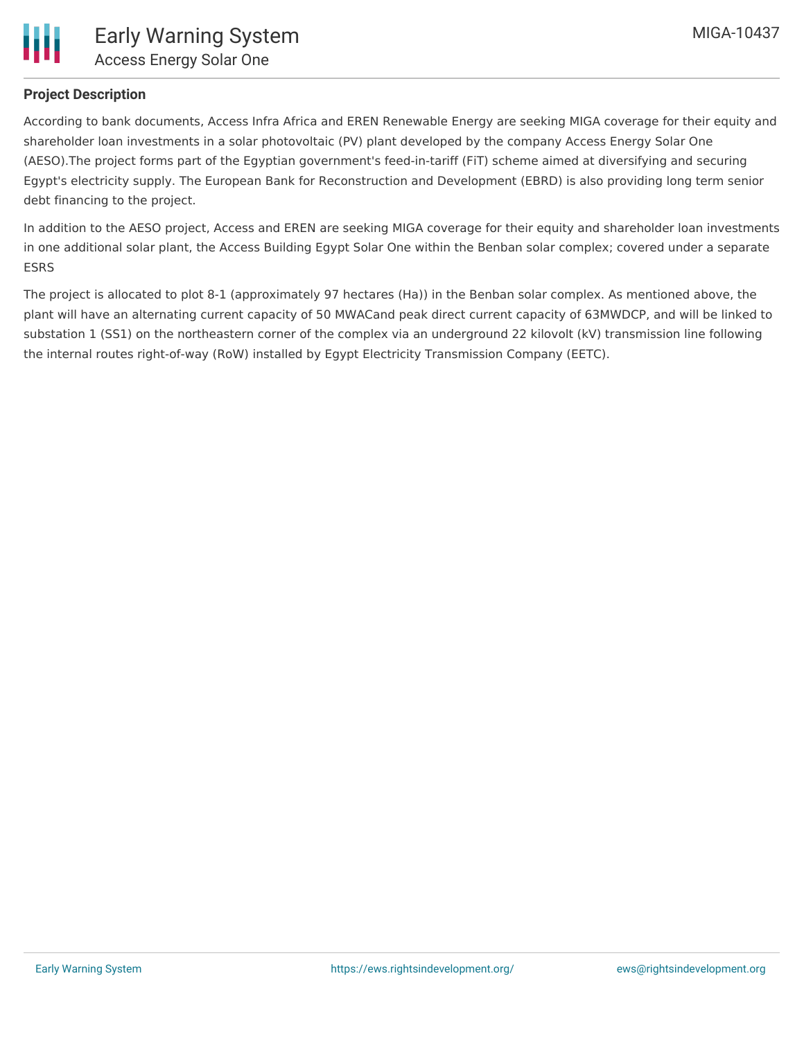## Project Description

According to bank documents, Access Infra Africa and EREN Renewable Energy are seeking MIGA coverage for their equity and shareholder loan investments in a solar photovoltaic (PV) plant developed by the company Access Energy Solar One (AESO).The project forms part of the Egyptian government's feed-in-tariff (FiT) scheme aimed at diversifying and securing Egypt's electricity supply. The European Bank for Reconstruction and Development (EBRD) is also providing long term senior debt financing to the project.

In addition to the AESO project, Access and EREN are seeking MIGA coverage for their equity and shareholder loan investments in one additional solar plant, the Access Building Egypt Solar One within the Benban solar complex; covered under a separate ESRS

The project is allocated to plot 8-1 (approximately 97 hectares (Ha)) in the Benban solar complex. As mentioned above, the plant will have an alternating current capacity of 50 MWACand peak direct current capacity of 63MWDCP, and will be linked to substation 1 (SS1) on the northeastern corner of the complex via an underground 22 kilovolt (kV) transmission line following the internal routes right-of-way (RoW) installed by Egypt Electricity Transmission Company (EETC).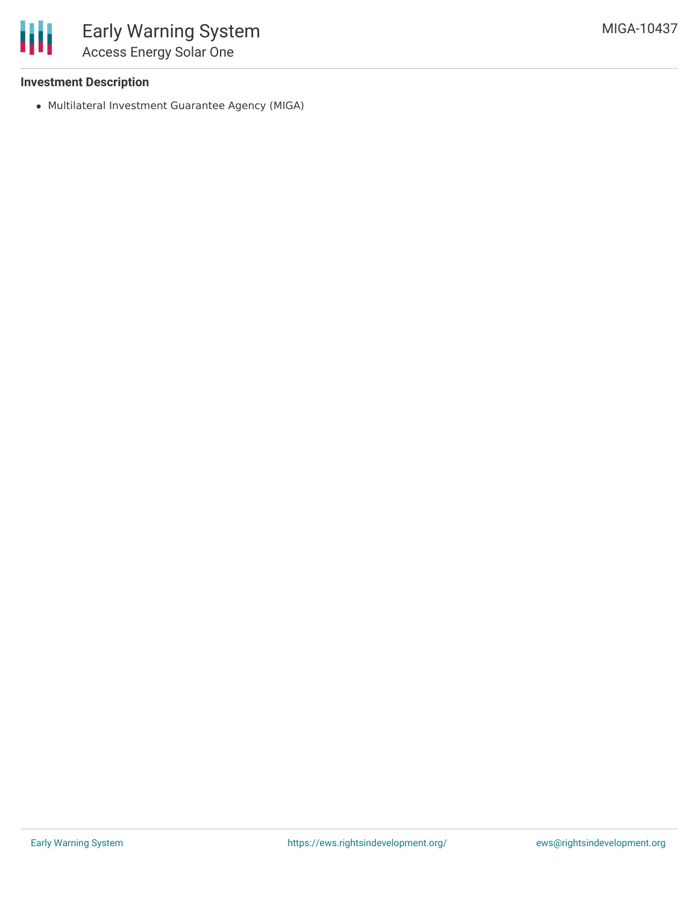### Investment Description

- Multilateral Investment Guarantee Agency (MIGA)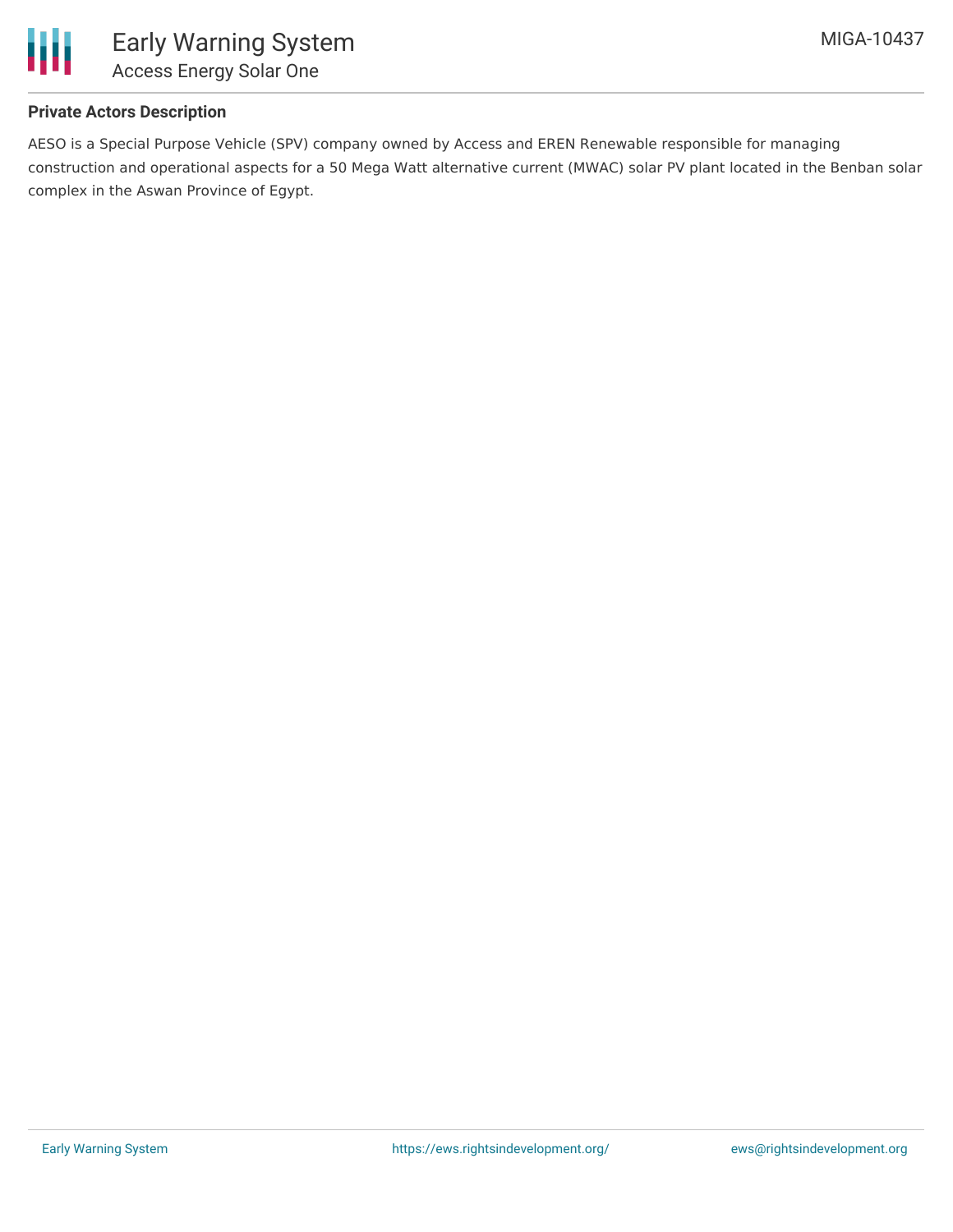### Private Actors Description

AESO is a Special Purpose Vehicle (SPV) company owned by Access and EREN Renewable responsible for managing construction and operational aspects for a 50 Mega Watt alternative current (MWAC) solar PV plant located in the Benban solar complex in the Aswan Province of Egypt.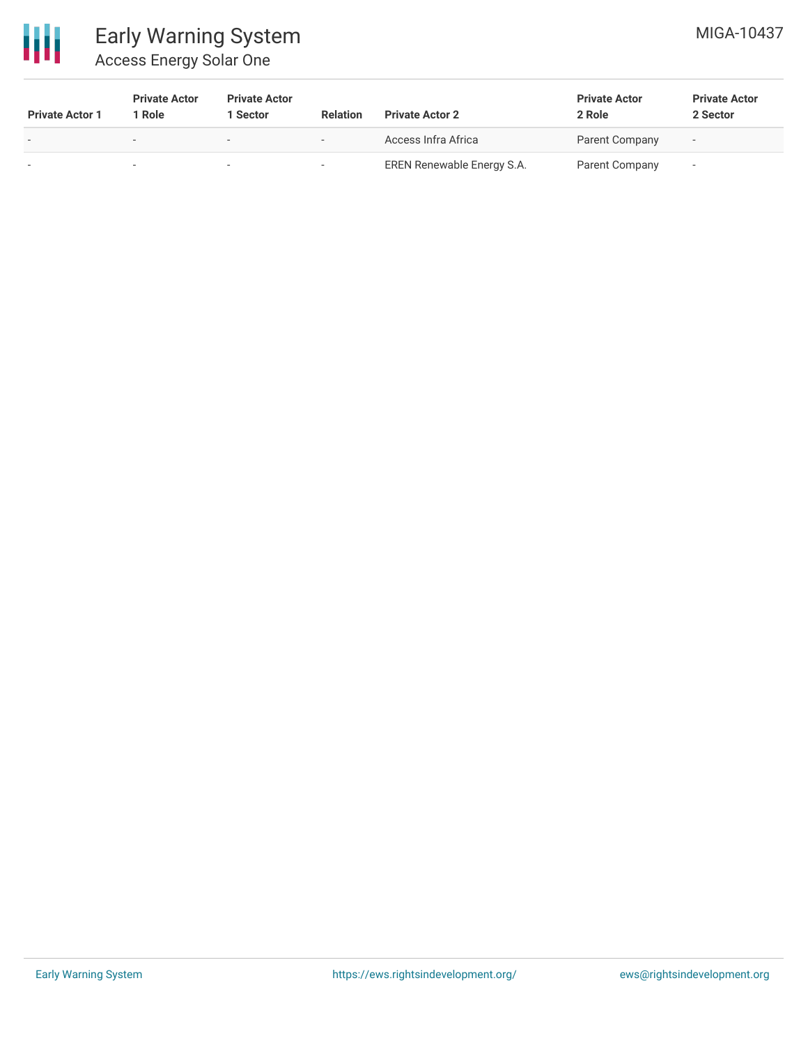| Private Actor 1 | Private Actor 1 Role | Private Actor 1 Sector | Relation | Private Actor 2 | Private Actor 2 Role | Private Actor 2 Sector |
|---|---|---|---|---|---|---|
| - | - | - | - | Access Infra Africa | Parent Company | - |
| - | - | - | - | EREN Renewable Energy S.A. | Parent Company | - |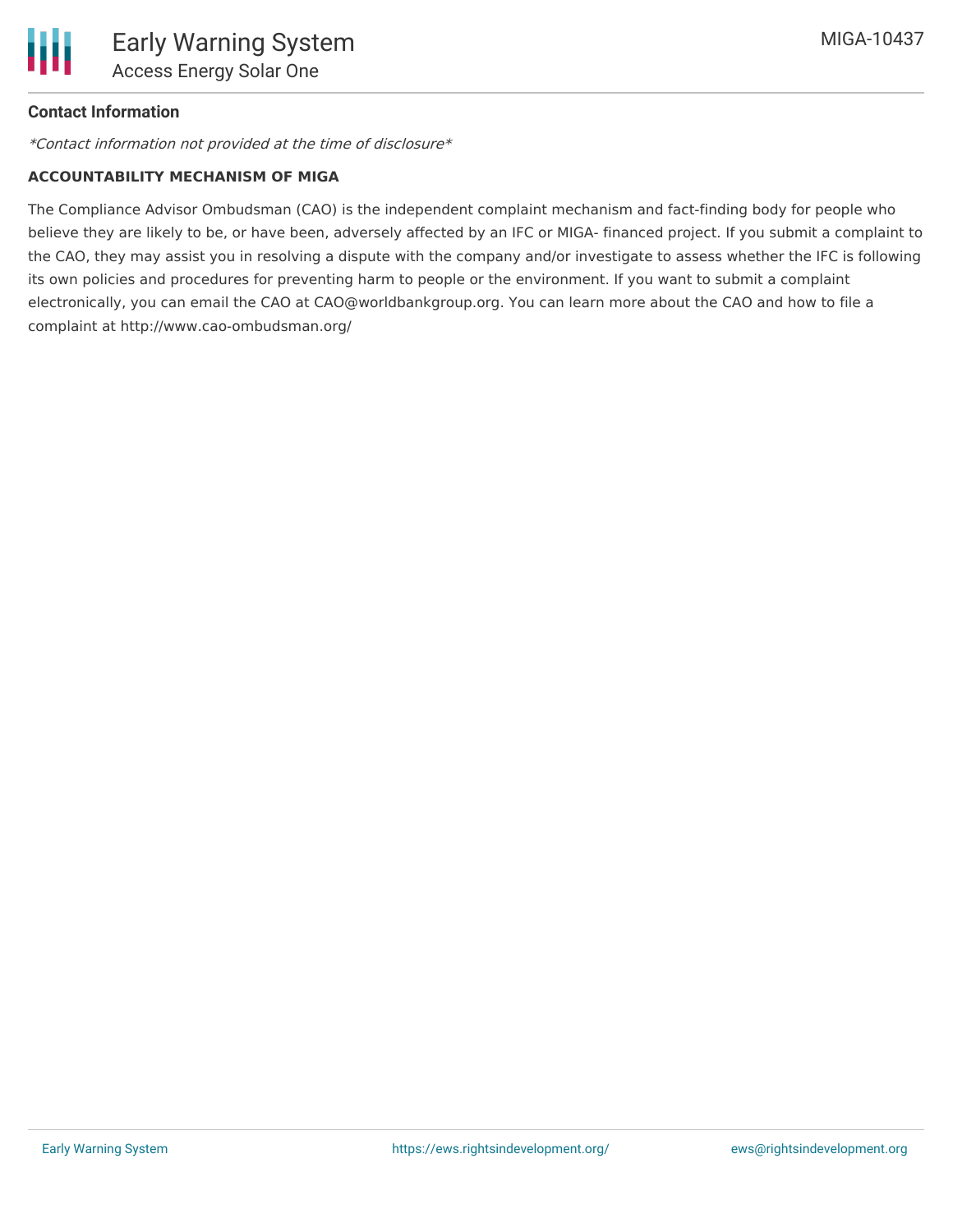**Contact Information**

*Contact information not provided at the time of disclosure*

**ACCOUNTABILITY MECHANISM OF MIGA**

The Compliance Advisor Ombudsman (CAO) is the independent complaint mechanism and fact-finding body for people who believe they are likely to be, or have been, adversely affected by an IFC or MIGA- financed project. If you submit a complaint to the CAO, they may assist you in resolving a dispute with the company and/or investigate to assess whether the IFC is following its own policies and procedures for preventing harm to people or the environment. If you want to submit a complaint electronically, you can email the CAO at CAO@worldbankgroup.org. You can learn more about the CAO and how to file a complaint at http://www.cao-ombudsman.org/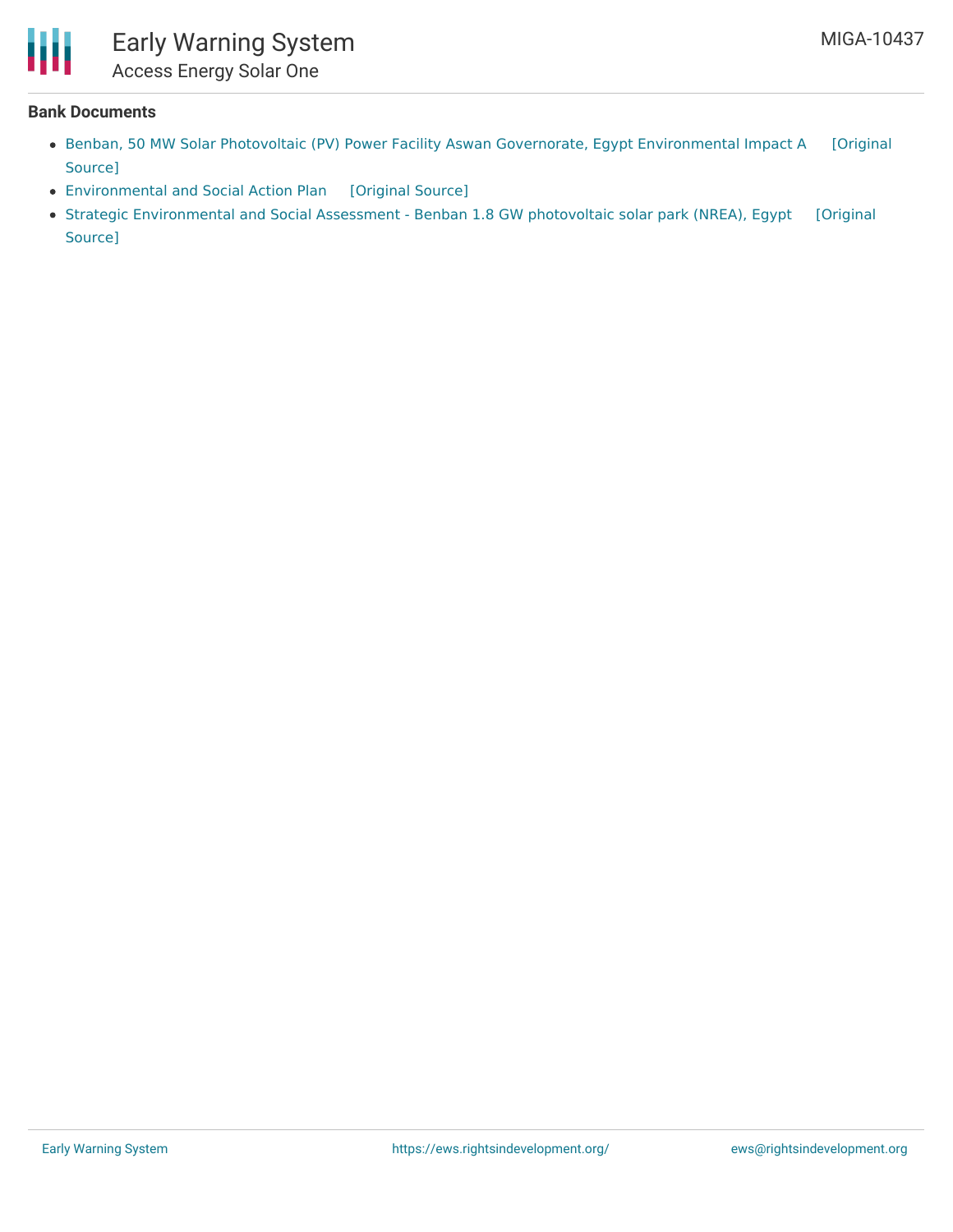**Bank Documents**

- Benban, 50 MW Solar Photovoltaic (PV) Power Facility Aswan Governorate, Egypt Environmental Impact A [Original Source]
- Environmental and Social Action Plan [Original Source]
- Strategic Environmental and Social Assessment - Benban 1.8 GW photovoltaic solar park (NREA), Egypt [Original Source]